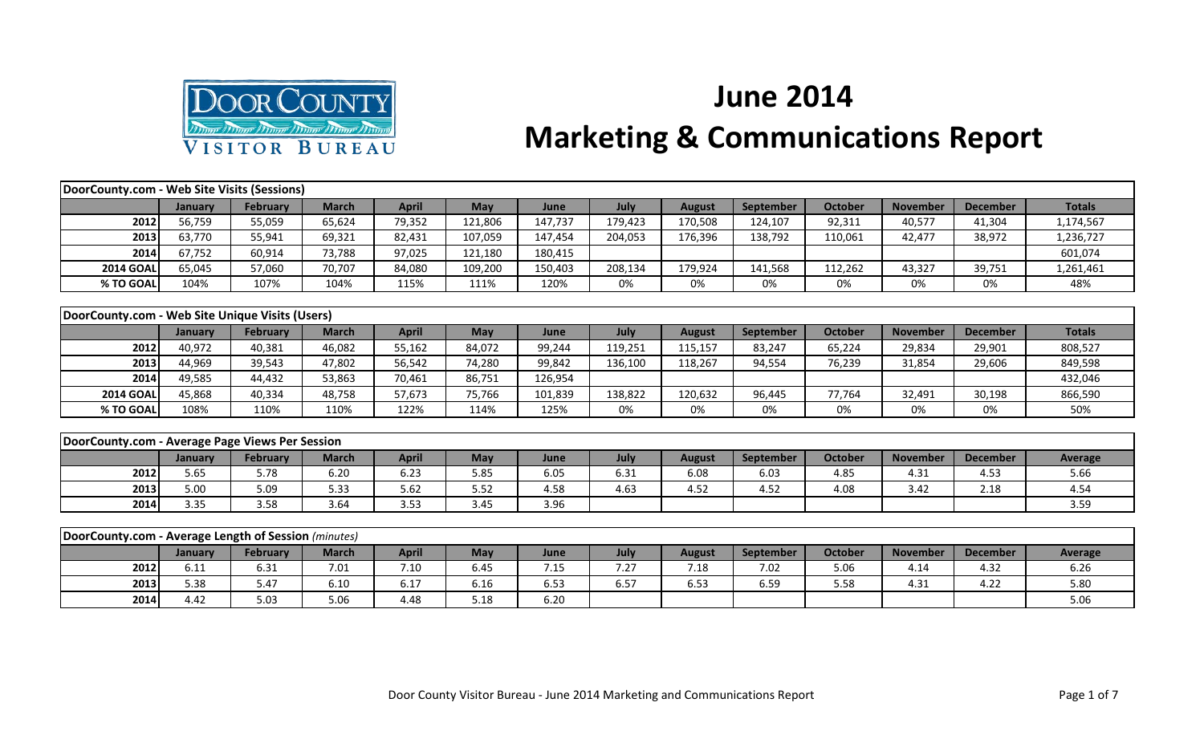# June 2014

# Marketing & Communications Report

| DoorCounty.com - Web Site Visits (Sessions) | | | | | | | | | | | | | |
|---|---|---|---|---|---|---|---|---|---|---|---|---|---|
| | January | February | March | April | May | June | July | August | September | October | November | December | Totals |
| 2012 | 56,759 | 55,059 | 65,624 | 79,352 | 121,806 | 147,737 | 179,423 | 170,508 | 124,107 | 92,311 | 40,577 | 41,304 | 1,174,567 |
| 2013 | 63,770 | 55,941 | 69,321 | 82,431 | 107,059 | 147,454 | 204,053 | 176,396 | 138,792 | 110,061 | 42,477 | 38,972 | 1,236,727 |
| 2014 | 67,752 | 60,914 | 73,788 | 97,025 | 121,180 | 180,415 | | | | | | | 601,074 |
| 2014 GOAL | 65,045 | 57,060 | 70,707 | 84,080 | 109,200 | 150,403 | 208,134 | 179,924 | 141,568 | 112,262 | 43,327 | 39,751 | 1,261,461 |
| % TO GOAL | 104% | 107% | 104% | 115% | 111% | 120% | 0% | 0% | 0% | 0% | 0% | 0% | 48% |

| DoorCounty.com - Web Site Unique Visits (Users) | | | | | | | | | | | | | |
|---|---|---|---|---|---|---|---|---|---|---|---|---|---|
| | January | February | March | April | May | June | July | August | September | October | November | December | Totals |
| 2012 | 40,972 | 40,381 | 46,082 | 55,162 | 84,072 | 99,244 | 119,251 | 115,157 | 83,247 | 65,224 | 29,834 | 29,901 | 808,527 |
| 2013 | 44,969 | 39,543 | 47,802 | 56,542 | 74,280 | 99,842 | 136,100 | 118,267 | 94,554 | 76,239 | 31,854 | 29,606 | 849,598 |
| 2014 | 49,585 | 44,432 | 53,863 | 70,461 | 86,751 | 126,954 | | | | | | | 432,046 |
| 2014 GOAL | 45,868 | 40,334 | 48,758 | 57,673 | 75,766 | 101,839 | 138,822 | 120,632 | 96,445 | 77,764 | 32,491 | 30,198 | 866,590 |
| % TO GOAL | 108% | 110% | 110% | 122% | 114% | 125% | 0% | 0% | 0% | 0% | 0% | 0% | 50% |

| DoorCounty.com - Average Page Views Per Session | | | | | | | | | | | | | |
|---|---|---|---|---|---|---|---|---|---|---|---|---|---|
| | January | February | March | April | May | June | July | August | September | October | November | December | Average |
| 2012 | 5.65 | 5.78 | 6.20 | 6.23 | 5.85 | 6.05 | 6.31 | 6.08 | 6.03 | 4.85 | 4.31 | 4.53 | 5.66 |
| 2013 | 5.00 | 5.09 | 5.33 | 5.62 | 5.52 | 4.58 | 4.63 | 4.52 | 4.52 | 4.08 | 3.42 | 2.18 | 4.54 |
| 2014 | 3.35 | 3.58 | 3.64 | 3.53 | 3.45 | 3.96 | | | | | | | 3.59 |

| DoorCounty.com - Average Length of Session *(minutes)* | | | | | | | | | | | | | |
|---|---|---|---|---|---|---|---|---|---|---|---|---|---|
| | January | February | March | April | May | June | July | August | September | October | November | December | Average |
| 2012 | 6.11 | 6.31 | 7.01 | 7.10 | 6.45 | 7.15 | 7.27 | 7.18 | 7.02 | 5.06 | 4.14 | 4.32 | 6.26 |
| 2013 | 5.38 | 5.47 | 6.10 | 6.17 | 6.16 | 6.53 | 6.57 | 6.53 | 6.59 | 5.58 | 4.31 | 4.22 | 5.80 |
| 2014 | 4.42 | 5.03 | 5.06 | 4.48 | 5.18 | 6.20 | | | | | | | 5.06 |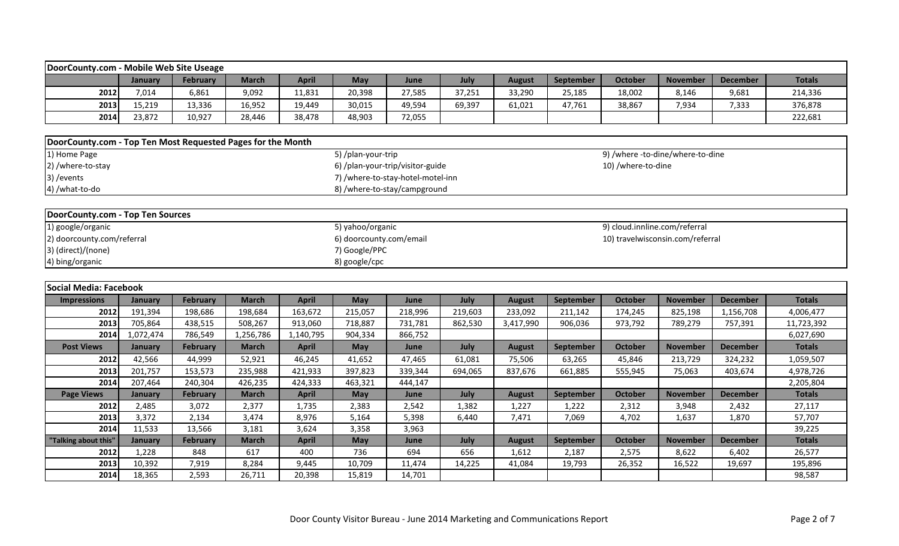## DoorCounty.com - Mobile Web Site Useage

| | January | February | March | April | May | June | July | August | September | October | November | December | Totals |
|---|---|---|---|---|---|---|---|---|---|---|---|---|---|
| 2012 | 7,014 | 6,861 | 9,092 | 11,831 | 20,398 | 27,585 | 37,251 | 33,290 | 25,185 | 18,002 | 8,146 | 9,681 | 214,336 |
| 2013 | 15,219 | 13,336 | 16,952 | 19,449 | 30,015 | 49,594 | 69,397 | 61,021 | 47,761 | 38,867 | 7,934 | 7,333 | 376,878 |
| 2014 | 23,872 | 10,927 | 28,446 | 38,478 | 48,903 | 72,055 | | | | | | | 222,681 |

## DoorCounty.com - Top Ten Most Requested Pages for the Month

1) Home Page
2) /where-to-stay
3) /events
4) /what-to-do
5) /plan-your-trip
6) /plan-your-trip/visitor-guide
7) /where-to-stay-hotel-motel-inn
8) /where-to-stay/campground
9) /where -to-dine/where-to-dine
10) /where-to-dine

## DoorCounty.com - Top Ten Sources

1) google/organic
2) doorcounty.com/referral
3) (direct)/(none)
4) bing/organic
5) yahoo/organic
6) doorcounty.com/email
7) Google/PPC
8) google/cpc
9) cloud.innline.com/referral
10) travelwisconsin.com/referral

## Social Media: Facebook

| Impressions | January | February | March | April | May | June | July | August | September | October | November | December | Totals |
|---|---|---|---|---|---|---|---|---|---|---|---|---|---|
| 2012 | 191,394 | 198,686 | 198,684 | 163,672 | 215,057 | 218,996 | 219,603 | 233,092 | 211,142 | 174,245 | 825,198 | 1,156,708 | 4,006,477 |
| 2013 | 705,864 | 438,515 | 508,267 | 913,060 | 718,887 | 731,781 | 862,530 | 3,417,990 | 906,036 | 973,792 | 789,279 | 757,391 | 11,723,392 |
| 2014 | 1,072,474 | 786,549 | 1,256,786 | 1,140,795 | 904,334 | 866,752 | | | | | | | 6,027,690 |
| **Post Views** | **January** | **February** | **March** | **April** | **May** | **June** | **July** | **August** | **September** | **October** | **November** | **December** | **Totals** |
| 2012 | 42,566 | 44,999 | 52,921 | 46,245 | 41,652 | 47,465 | 61,081 | 75,506 | 63,265 | 45,846 | 213,729 | 324,232 | 1,059,507 |
| 2013 | 201,757 | 153,573 | 235,988 | 421,933 | 397,823 | 339,344 | 694,065 | 837,676 | 661,885 | 555,945 | 75,063 | 403,674 | 4,978,726 |
| 2014 | 207,464 | 240,304 | 426,235 | 424,333 | 463,321 | 444,147 | | | | | | | 2,205,804 |
| **Page Views** | **January** | **February** | **March** | **April** | **May** | **June** | **July** | **August** | **September** | **October** | **November** | **December** | **Totals** |
| 2012 | 2,485 | 3,072 | 2,377 | 1,735 | 2,383 | 2,542 | 1,382 | 1,227 | 1,222 | 2,312 | 3,948 | 2,432 | 27,117 |
| 2013 | 3,372 | 2,134 | 3,474 | 8,976 | 5,164 | 5,398 | 6,440 | 7,471 | 7,069 | 4,702 | 1,637 | 1,870 | 57,707 |
| 2014 | 11,533 | 13,566 | 3,181 | 3,624 | 3,358 | 3,963 | | | | | | | 39,225 |
| **"Talking about this"** | **January** | **February** | **March** | **April** | **May** | **June** | **July** | **August** | **September** | **October** | **November** | **December** | **Totals** |
| 2012 | 1,228 | 848 | 617 | 400 | 736 | 694 | 656 | 1,612 | 2,187 | 2,575 | 8,622 | 6,402 | 26,577 |
| 2013 | 10,392 | 7,919 | 8,284 | 9,445 | 10,709 | 11,474 | 14,225 | 41,084 | 19,793 | 26,352 | 16,522 | 19,697 | 195,896 |
| 2014 | 18,365 | 2,593 | 26,711 | 20,398 | 15,819 | 14,701 | | | | | | | 98,587 |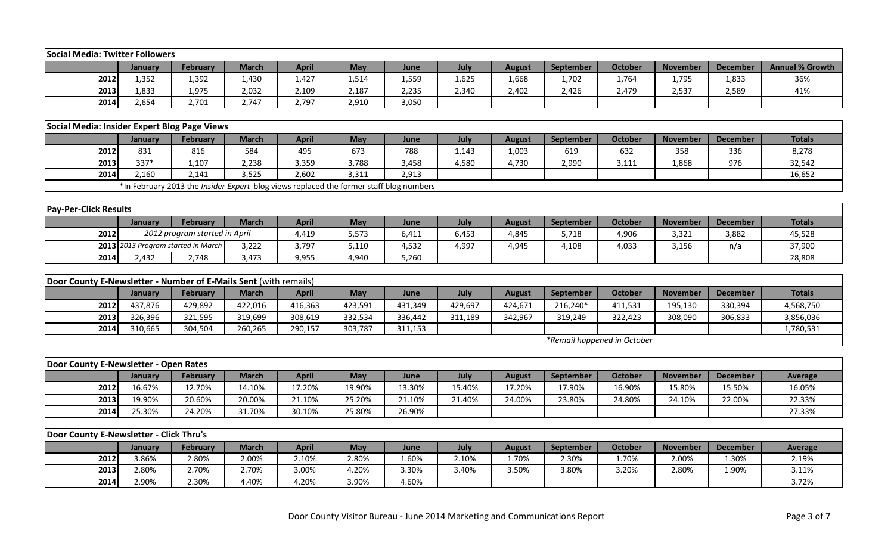| Social Media: Twitter Followers | | | | | | | | | | | | | |
|---|---|---|---|---|---|---|---|---|---|---|---|---|---|
| | January | February | March | April | May | June | July | August | September | October | November | December | Annual % Growth |
| 2012 | 1,352 | 1,392 | 1,430 | 1,427 | 1,514 | 1,559 | 1,625 | 1,668 | 1,702 | 1,764 | 1,795 | 1,833 | 36% |
| 2013 | 1,833 | 1,975 | 2,032 | 2,109 | 2,187 | 2,235 | 2,340 | 2,402 | 2,426 | 2,479 | 2,537 | 2,589 | 41% |
| 2014 | 2,654 | 2,701 | 2,747 | 2,797 | 2,910 | 3,050 | | | | | | | |

| Social Media: Insider Expert Blog Page Views | | | | | | | | | | | | | |
|---|---|---|---|---|---|---|---|---|---|---|---|---|---|
| | January | February | March | April | May | June | July | August | September | October | November | December | Totals |
| 2012 | 831 | 816 | 584 | 495 | 673 | 788 | 1,143 | 1,003 | 619 | 632 | 358 | 336 | 8,278 |
| 2013 | 337* | 1,107 | 2,238 | 3,359 | 3,788 | 3,458 | 4,580 | 4,730 | 2,990 | 3,111 | 1,868 | 976 | 32,542 |
| 2014 | 2,160 | 2,141 | 3,525 | 2,602 | 3,311 | 2,913 | | | | | | | 16,652 |
| *In February 2013 the *Insider Expert* blog views replaced the former staff blog numbers | | | | | | | | | | | | | |

| Pay-Per-Click Results | | | | | | | | | | | | | |
|---|---|---|---|---|---|---|---|---|---|---|---|---|---|
| | January | February | March | April | May | June | July | August | September | October | November | December | Totals |
| 2012 | *2012 program started in April* | | | 4,419 | 5,573 | 6,411 | 6,453 | 4,845 | 5,718 | 4,906 | 3,321 | 3,882 | 45,528 |
| 2013 | *2013 Program started in March* | | 3,222 | 3,797 | 5,110 | 4,532 | 4,997 | 4,945 | 4,108 | 4,033 | 3,156 | n/a | 37,900 |
| 2014 | 2,432 | 2,748 | 3,473 | 9,955 | 4,940 | 5,260 | | | | | | | 28,808 |

| Door County E-Newsletter - Number of E-Mails Sent (with remails) | | | | | | | | | | | | | |
|---|---|---|---|---|---|---|---|---|---|---|---|---|---|
| | January | February | March | April | May | June | July | August | September | October | November | December | Totals |
| 2012 | 437,876 | 429,892 | 422,016 | 416,363 | 423,591 | 431,349 | 429,697 | 424,671 | 216,240* | 411,531 | 195,130 | 330,394 | 4,568,750 |
| 2013 | 326,396 | 321,595 | 319,699 | 308,619 | 332,534 | 336,442 | 311,189 | 342,967 | 319,249 | 322,423 | 308,090 | 306,833 | 3,856,036 |
| 2014 | 310,665 | 304,504 | 260,265 | 290,157 | 303,787 | 311,153 | | | | | | | 1,780,531 |
| *Remail happened in October* | | | | | | | | | | | | | |

| Door County E-Newsletter - Open Rates | | | | | | | | | | | | | |
|---|---|---|---|---|---|---|---|---|---|---|---|---|---|
| | January | February | March | April | May | June | July | August | September | October | November | December | Average |
| 2012 | 16.67% | 12.70% | 14.10% | 17.20% | 19.90% | 13.30% | 15.40% | 17.20% | 17.90% | 16.90% | 15.80% | 15.50% | 16.05% |
| 2013 | 19.90% | 20.60% | 20.00% | 21.10% | 25.20% | 21.10% | 21.40% | 24.00% | 23.80% | 24.80% | 24.10% | 22.00% | 22.33% |
| 2014 | 25.30% | 24.20% | 31.70% | 30.10% | 25.80% | 26.90% | | | | | | | 27.33% |

| Door County E-Newsletter - Click Thru's | | | | | | | | | | | | | |
|---|---|---|---|---|---|---|---|---|---|---|---|---|---|
| | January | February | March | April | May | June | July | August | September | October | November | December | Average |
| 2012 | 3.86% | 2.80% | 2.00% | 2.10% | 2.80% | 1.60% | 2.10% | 1.70% | 2.30% | 1.70% | 2.00% | 1.30% | 2.19% |
| 2013 | 2.80% | 2.70% | 2.70% | 3.00% | 4.20% | 3.30% | 3.40% | 3.50% | 3.80% | 3.20% | 2.80% | 1.90% | 3.11% |
| 2014 | 2.90% | 2.30% | 4.40% | 4.20% | 3.90% | 4.60% | | | | | | | 3.72% |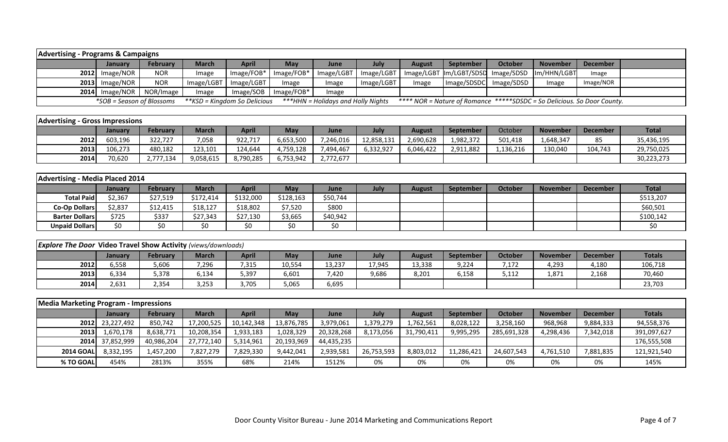**Advertising - Programs & Campaigns**

| | January | February | March | April | May | June | July | August | September | October | November | December | |
|---|---|---|---|---|---|---|---|---|---|---|---|---|---|
| 2012 | Image/NOR | NOR | Image | Image/FOB* | Image/FOB* | Image/LGBT | Image/LGBT | Image/LGBT | Im/LGBT/SDSD | Image/SDSD | Im/HHN/LGBT | Image | |
| 2013 | Image/NOR | NOR | Image/LGBT | Image/LGBT | Image | Image | Image/LGBT | Image | Image/SDSDC | Image/SDSD | Image | Image/NOR | |
| 2014 | Image/NOR | NOR/Image | Image | Image/SOB | Image/FOB* | Image | | | | | | | |

*SOB = Season of Blossoms  **KSD = Kingdom So Delicious  ***HHN = Holidays and Holly Nights  **** NOR = Nature of Romance  *****SDSDC = So Delicious. So Door County.*

**Advertising - Gross Impressions**

| | January | February | March | April | May | June | July | August | September | October | November | December | Total |
|---|---|---|---|---|---|---|---|---|---|---|---|---|---|
| 2012 | 603,196 | 322,727 | 7,058 | 922,717 | 6,653,500 | 7,246,016 | 12,858,131 | 2,690,628 | 1,982,372 | 501,418 | 1,648,347 | 85 | 35,436,195 |
| 2013 | 106,273 | 480,182 | 123,101 | 124,644 | 4,759,128 | 7,494,467 | 6,332,927 | 6,046,422 | 2,911,882 | 1,136,216 | 130,040 | 104,743 | 29,750,025 |
| 2014 | 70,620 | 2,777,134 | 9,058,615 | 8,790,285 | 6,753,942 | 2,772,677 | | | | | | | 30,223,273 |

**Advertising - Media Placed 2014**

| | January | February | March | April | May | June | July | August | September | October | November | December | Total |
|---|---|---|---|---|---|---|---|---|---|---|---|---|---|
| Total Paid | $2,367 | $27,519 | $172,414 | $132,000 | $128,163 | $50,744 | | | | | | | $513,207 |
| Co-Op Dollars | $2,837 | $12,415 | $18,127 | $18,802 | $7,520 | $800 | | | | | | | $60,501 |
| Barter Dollars | $725 | $337 | $27,343 | $27,130 | $3,665 | $40,942 | | | | | | | $100,142 |
| Unpaid Dollars | $0 | $0 | $0 | $0 | $0 | $0 | | | | | | | $0 |

***Explore The Door* Video Travel Show Activity** *(views/downloads)*

| | January | February | March | April | May | June | July | August | September | October | November | December | Totals |
|---|---|---|---|---|---|---|---|---|---|---|---|---|---|
| 2012 | 6,558 | 5,606 | 7,296 | 7,315 | 10,554 | 13,237 | 17,945 | 13,338 | 9,224 | 7,172 | 4,293 | 4,180 | 106,718 |
| 2013 | 6,334 | 5,378 | 6,134 | 5,397 | 6,601 | 7,420 | 9,686 | 8,201 | 6,158 | 5,112 | 1,871 | 2,168 | 70,460 |
| 2014 | 2,631 | 2,354 | 3,253 | 3,705 | 5,065 | 6,695 | | | | | | | 23,703 |

**Media Marketing Program - Impressions**

| | January | February | March | April | May | June | July | August | September | October | November | December | Totals |
|---|---|---|---|---|---|---|---|---|---|---|---|---|---|
| 2012 | 23,227,492 | 850,742 | 17,200,525 | 10,142,348 | 13,876,785 | 3,979,061 | 1,379,279 | 1,762,561 | 8,028,122 | 3,258,160 | 968,968 | 9,884,333 | 94,558,376 |
| 2013 | 1,670,178 | 8,638,771 | 10,208,354 | 1,933,183 | 1,028,329 | 20,328,268 | 8,173,056 | 31,790,411 | 9,995,295 | 285,691,328 | 4,298,436 | 7,342,018 | 391,097,627 |
| 2014 | 37,852,999 | 40,986,204 | 27,772,140 | 5,314,961 | 20,193,969 | 44,435,235 | | | | | | | 176,555,508 |
| 2014 GOAL | 8,332,195 | 1,457,200 | 7,827,279 | 7,829,330 | 9,442,041 | 2,939,581 | 26,753,593 | 8,803,012 | 11,286,421 | 24,607,543 | 4,761,510 | 7,881,835 | 121,921,540 |
| % TO GOAL | 454% | 2813% | 355% | 68% | 214% | 1512% | 0% | 0% | 0% | 0% | 0% | 0% | 145% |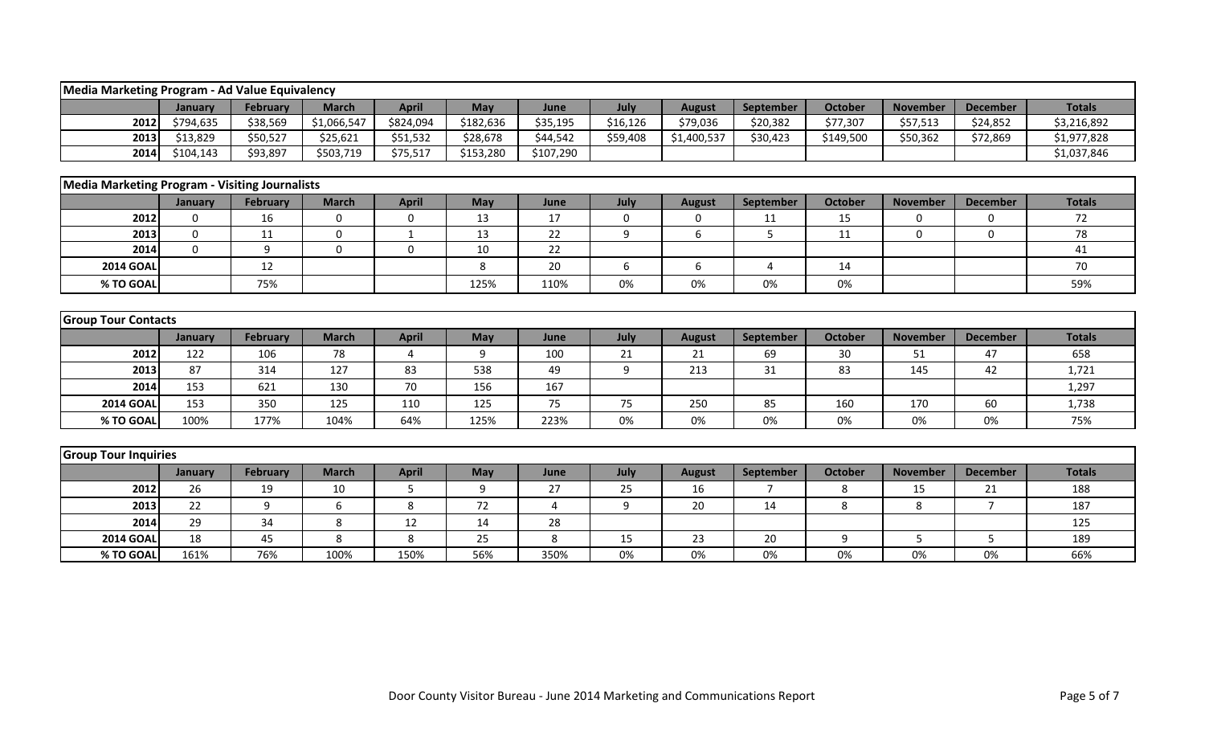## Media Marketing Program - Ad Value Equivalency

| | January | February | March | April | May | June | July | August | September | October | November | December | Totals |
|---|---|---|---|---|---|---|---|---|---|---|---|---|---|
| 2012 | $794,635 | $38,569 | $1,066,547 | $824,094 | $182,636 | $35,195 | $16,126 | $79,036 | $20,382 | $77,307 | $57,513 | $24,852 | $3,216,892 |
| 2013 | $13,829 | $50,527 | $25,621 | $51,532 | $28,678 | $44,542 | $59,408 | $1,400,537 | $30,423 | $149,500 | $50,362 | $72,869 | $1,977,828 |
| 2014 | $104,143 | $93,897 | $503,719 | $75,517 | $153,280 | $107,290 | | | | | | | $1,037,846 |

## Media Marketing Program - Visiting Journalists

| | January | February | March | April | May | June | July | August | September | October | November | December | Totals |
|---|---|---|---|---|---|---|---|---|---|---|---|---|---|
| 2012 | 0 | 16 | 0 | 0 | 13 | 17 | 0 | 0 | 11 | 15 | 0 | 0 | 72 |
| 2013 | 0 | 11 | 0 | 1 | 13 | 22 | 9 | 6 | 5 | 11 | 0 | 0 | 78 |
| 2014 | 0 | 9 | 0 | 0 | 10 | 22 | | | | | | | 41 |
| 2014 GOAL | | 12 | | | 8 | 20 | 6 | 6 | 4 | 14 | | | 70 |
| % TO GOAL | | 75% | | | 125% | 110% | 0% | 0% | 0% | 0% | | | 59% |

## Group Tour Contacts

| | January | February | March | April | May | June | July | August | September | October | November | December | Totals |
|---|---|---|---|---|---|---|---|---|---|---|---|---|---|
| 2012 | 122 | 106 | 78 | 4 | 9 | 100 | 21 | 21 | 69 | 30 | 51 | 47 | 658 |
| 2013 | 87 | 314 | 127 | 83 | 538 | 49 | 9 | 213 | 31 | 83 | 145 | 42 | 1,721 |
| 2014 | 153 | 621 | 130 | 70 | 156 | 167 | | | | | | | 1,297 |
| 2014 GOAL | 153 | 350 | 125 | 110 | 125 | 75 | 75 | 250 | 85 | 160 | 170 | 60 | 1,738 |
| % TO GOAL | 100% | 177% | 104% | 64% | 125% | 223% | 0% | 0% | 0% | 0% | 0% | 0% | 75% |

## Group Tour Inquiries

| | January | February | March | April | May | June | July | August | September | October | November | December | Totals |
|---|---|---|---|---|---|---|---|---|---|---|---|---|---|
| 2012 | 26 | 19 | 10 | 5 | 9 | 27 | 25 | 16 | 7 | 8 | 15 | 21 | 188 |
| 2013 | 22 | 9 | 6 | 8 | 72 | 4 | 9 | 20 | 14 | 8 | 8 | 7 | 187 |
| 2014 | 29 | 34 | 8 | 12 | 14 | 28 | | | | | | | 125 |
| 2014 GOAL | 18 | 45 | 8 | 8 | 25 | 8 | 15 | 23 | 20 | 9 | 5 | 5 | 189 |
| % TO GOAL | 161% | 76% | 100% | 150% | 56% | 350% | 0% | 0% | 0% | 0% | 0% | 0% | 66% |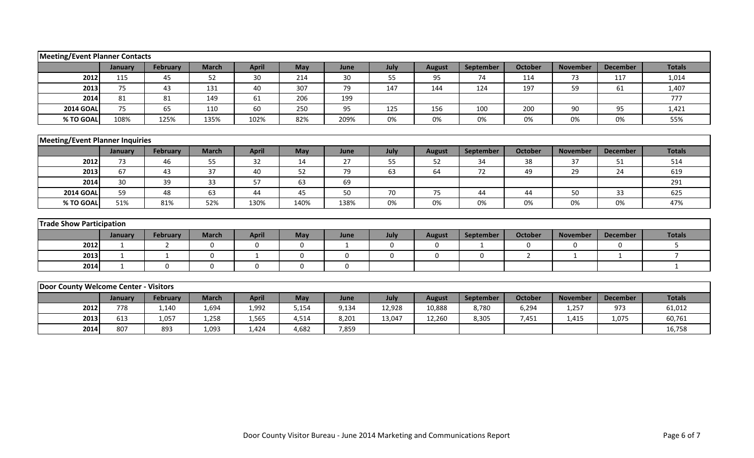| Meeting/Event Planner Contacts | | | | | | | | | | | | | |
|---|---|---|---|---|---|---|---|---|---|---|---|---|---|
| | January | February | March | April | May | June | July | August | September | October | November | December | Totals |
| 2012 | 115 | 45 | 52 | 30 | 214 | 30 | 55 | 95 | 74 | 114 | 73 | 117 | 1,014 |
| 2013 | 75 | 43 | 131 | 40 | 307 | 79 | 147 | 144 | 124 | 197 | 59 | 61 | 1,407 |
| 2014 | 81 | 81 | 149 | 61 | 206 | 199 | | | | | | | 777 |
| 2014 GOAL | 75 | 65 | 110 | 60 | 250 | 95 | 125 | 156 | 100 | 200 | 90 | 95 | 1,421 |
| % TO GOAL | 108% | 125% | 135% | 102% | 82% | 209% | 0% | 0% | 0% | 0% | 0% | 0% | 55% |

| Meeting/Event Planner Inquiries | | | | | | | | | | | | | |
|---|---|---|---|---|---|---|---|---|---|---|---|---|---|
| | January | February | March | April | May | June | July | August | September | October | November | December | Totals |
| 2012 | 73 | 46 | 55 | 32 | 14 | 27 | 55 | 52 | 34 | 38 | 37 | 51 | 514 |
| 2013 | 67 | 43 | 37 | 40 | 52 | 79 | 63 | 64 | 72 | 49 | 29 | 24 | 619 |
| 2014 | 30 | 39 | 33 | 57 | 63 | 69 | | | | | | | 291 |
| 2014 GOAL | 59 | 48 | 63 | 44 | 45 | 50 | 70 | 75 | 44 | 44 | 50 | 33 | 625 |
| % TO GOAL | 51% | 81% | 52% | 130% | 140% | 138% | 0% | 0% | 0% | 0% | 0% | 0% | 47% |

| Trade Show Participation | | | | | | | | | | | | | |
|---|---|---|---|---|---|---|---|---|---|---|---|---|---|
| | January | February | March | April | May | June | July | August | September | October | November | December | Totals |
| 2012 | 1 | 2 | 0 | 0 | 0 | 1 | 0 | 0 | 1 | 0 | 0 | 0 | 5 |
| 2013 | 1 | 1 | 0 | 1 | 0 | 0 | 0 | 0 | 0 | 2 | 1 | 1 | 7 |
| 2014 | 1 | 0 | 0 | 0 | 0 | 0 | | | | | | | 1 |

| Door County Welcome Center - Visitors | | | | | | | | | | | | | |
|---|---|---|---|---|---|---|---|---|---|---|---|---|---|
| | January | February | March | April | May | June | July | August | September | October | November | December | Totals |
| 2012 | 778 | 1,140 | 1,694 | 1,992 | 5,154 | 9,134 | 12,928 | 10,888 | 8,780 | 6,294 | 1,257 | 973 | 61,012 |
| 2013 | 613 | 1,057 | 1,258 | 1,565 | 4,514 | 8,201 | 13,047 | 12,260 | 8,305 | 7,451 | 1,415 | 1,075 | 60,761 |
| 2014 | 807 | 893 | 1,093 | 1,424 | 4,682 | 7,859 | | | | | | | 16,758 |

Door County Visitor Bureau - June 2014 Marketing and Communications Report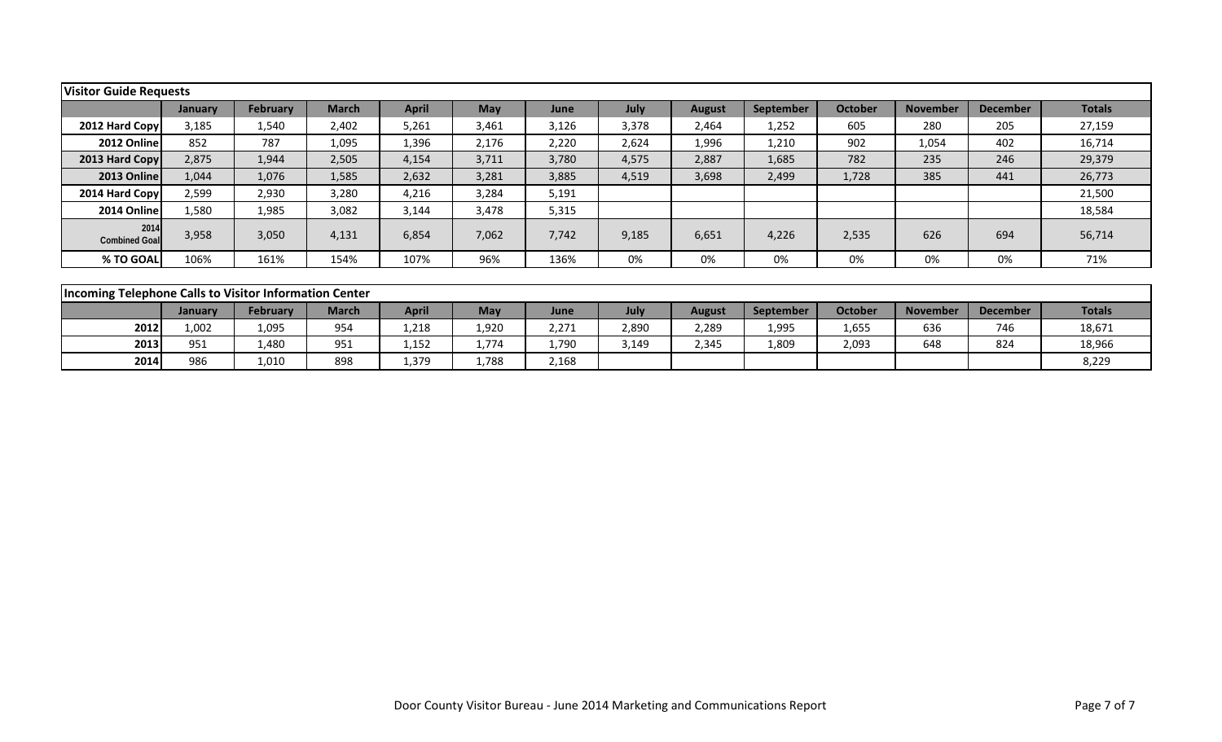| Visitor Guide Requests | | | | | | | | | | | | | |
|---|---|---|---|---|---|---|---|---|---|---|---|---|---|
| | January | February | March | April | May | June | July | August | September | October | November | December | Totals |
| 2012 Hard Copy | 3,185 | 1,540 | 2,402 | 5,261 | 3,461 | 3,126 | 3,378 | 2,464 | 1,252 | 605 | 280 | 205 | 27,159 |
| 2012 Online | 852 | 787 | 1,095 | 1,396 | 2,176 | 2,220 | 2,624 | 1,996 | 1,210 | 902 | 1,054 | 402 | 16,714 |
| 2013 Hard Copy | 2,875 | 1,944 | 2,505 | 4,154 | 3,711 | 3,780 | 4,575 | 2,887 | 1,685 | 782 | 235 | 246 | 29,379 |
| 2013 Online | 1,044 | 1,076 | 1,585 | 2,632 | 3,281 | 3,885 | 4,519 | 3,698 | 2,499 | 1,728 | 385 | 441 | 26,773 |
| 2014 Hard Copy | 2,599 | 2,930 | 3,280 | 4,216 | 3,284 | 5,191 | | | | | | | 21,500 |
| 2014 Online | 1,580 | 1,985 | 3,082 | 3,144 | 3,478 | 5,315 | | | | | | | 18,584 |
| 2014 Combined Goal | 3,958 | 3,050 | 4,131 | 6,854 | 7,062 | 7,742 | 9,185 | 6,651 | 4,226 | 2,535 | 626 | 694 | 56,714 |
| % TO GOAL | 106% | 161% | 154% | 107% | 96% | 136% | 0% | 0% | 0% | 0% | 0% | 0% | 71% |

| Incoming Telephone Calls to Visitor Information Center | | | | | | | | | | | | | |
|---|---|---|---|---|---|---|---|---|---|---|---|---|---|
| | January | February | March | April | May | June | July | August | September | October | November | December | Totals |
| 2012 | 1,002 | 1,095 | 954 | 1,218 | 1,920 | 2,271 | 2,890 | 2,289 | 1,995 | 1,655 | 636 | 746 | 18,671 |
| 2013 | 951 | 1,480 | 951 | 1,152 | 1,774 | 1,790 | 3,149 | 2,345 | 1,809 | 2,093 | 648 | 824 | 18,966 |
| 2014 | 986 | 1,010 | 898 | 1,379 | 1,788 | 2,168 | | | | | | | 8,229 |

Door County Visitor Bureau - June 2014 Marketing and Communications Report